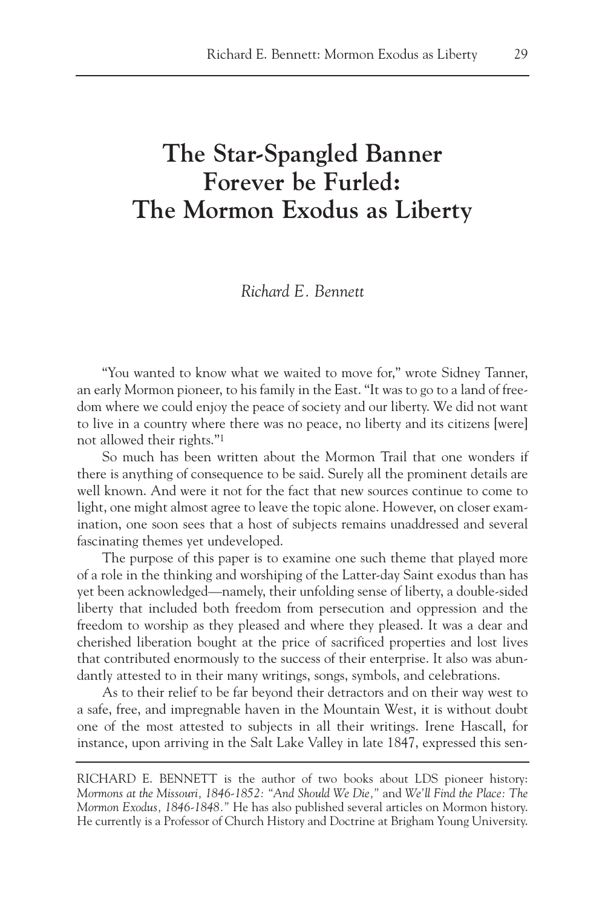# The Star-Spangled Banner Forever be Furled: The Mormon Exodus as Liberty

*Richard E. Bennett*

"You wanted to know what we waited to move for," wrote Sidney Tanner, an early Mormon pioneer, to his family in the East. "It was to go to a land of freedom where we could enjoy the peace of society and our liberty. We did not want to live in a country where there was no peace, no liberty and its citizens [were] not allowed their rights."[1]

So much has been written about the Mormon Trail that one wonders if there is anything of consequence to be said. Surely all the prominent details are well known. And were it not for the fact that new sources continue to come to light, one might almost agree to leave the topic alone. However, on closer examination, one soon sees that a host of subjects remains unaddressed and several fascinating themes yet undeveloped.

The purpose of this paper is to examine one such theme that played more of a role in the thinking and worshiping of the Latter-day Saint exodus than has yet been acknowledged—namely, their unfolding sense of liberty, a double-sided liberty that included both freedom from persecution and oppression and the freedom to worship as they pleased and where they pleased. It was a dear and cherished liberation bought at the price of sacrificed properties and lost lives that contributed enormously to the success of their enterprise. It also was abundantly attested to in their many writings, songs, symbols, and celebrations.

As to their relief to be far beyond their detractors and on their way west to a safe, free, and impregnable haven in the Mountain West, it is without doubt one of the most attested to subjects in all their writings. Irene Hascall, for instance, upon arriving in the Salt Lake Valley in late 1847, expressed this sen-

---

RICHARD E. BENNETT is the author of two books about LDS pioneer history: *Mormons at the Missouri, 1846-1852: "And Should We Die,"* and *We'll Find the Place: The Mormon Exodus, 1846-1848.* He has also published several articles on Mormon history. He currently is a Professor of Church History and Doctrine at Brigham Young University.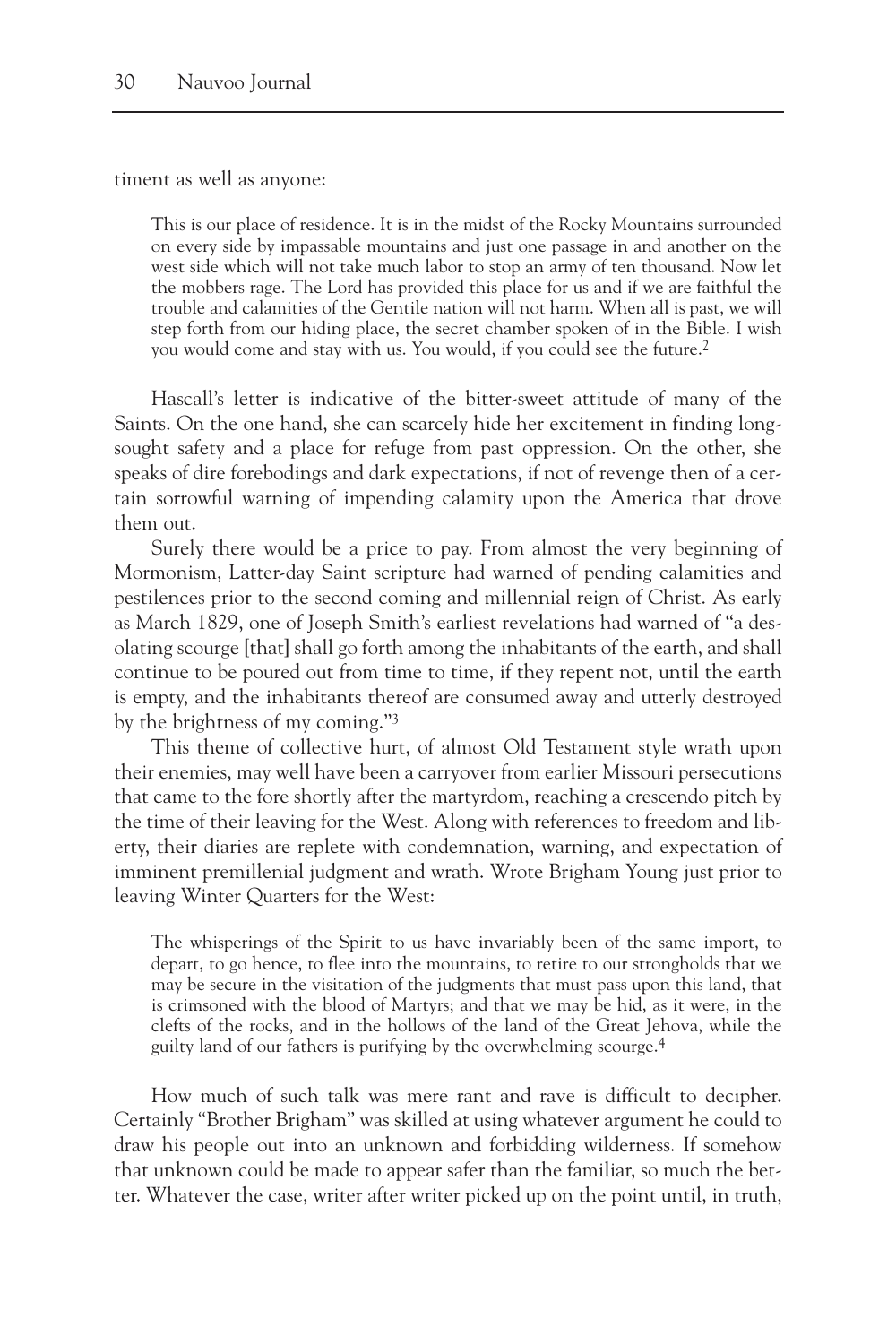timent as well as anyone:

> This is our place of residence. It is in the midst of the Rocky Mountains surrounded on every side by impassable mountains and just one passage in and another on the west side which will not take much labor to stop an army of ten thousand. Now let the mobbers rage. The Lord has provided this place for us and if we are faithful the trouble and calamities of the Gentile nation will not harm. When all is past, we will step forth from our hiding place, the secret chamber spoken of in the Bible. I wish you would come and stay with us. You would, if you could see the future.[2]

Hascall's letter is indicative of the bitter-sweet attitude of many of the Saints. On the one hand, she can scarcely hide her excitement in finding long-sought safety and a place for refuge from past oppression. On the other, she speaks of dire forebodings and dark expectations, if not of revenge then of a certain sorrowful warning of impending calamity upon the America that drove them out.

Surely there would be a price to pay. From almost the very beginning of Mormonism, Latter-day Saint scripture had warned of pending calamities and pestilences prior to the second coming and millennial reign of Christ. As early as March 1829, one of Joseph Smith's earliest revelations had warned of "a desolating scourge [that] shall go forth among the inhabitants of the earth, and shall continue to be poured out from time to time, if they repent not, until the earth is empty, and the inhabitants thereof are consumed away and utterly destroyed by the brightness of my coming."[3]

This theme of collective hurt, of almost Old Testament style wrath upon their enemies, may well have been a carryover from earlier Missouri persecutions that came to the fore shortly after the martyrdom, reaching a crescendo pitch by the time of their leaving for the West. Along with references to freedom and liberty, their diaries are replete with condemnation, warning, and expectation of imminent premillenial judgment and wrath. Wrote Brigham Young just prior to leaving Winter Quarters for the West:

> The whisperings of the Spirit to us have invariably been of the same import, to depart, to go hence, to flee into the mountains, to retire to our strongholds that we may be secure in the visitation of the judgments that must pass upon this land, that is crimsoned with the blood of Martyrs; and that we may be hid, as it were, in the clefts of the rocks, and in the hollows of the land of the Great Jehova, while the guilty land of our fathers is purifying by the overwhelming scourge.[4]

How much of such talk was mere rant and rave is difficult to decipher. Certainly "Brother Brigham" was skilled at using whatever argument he could to draw his people out into an unknown and forbidding wilderness. If somehow that unknown could be made to appear safer than the familiar, so much the better. Whatever the case, writer after writer picked up on the point until, in truth,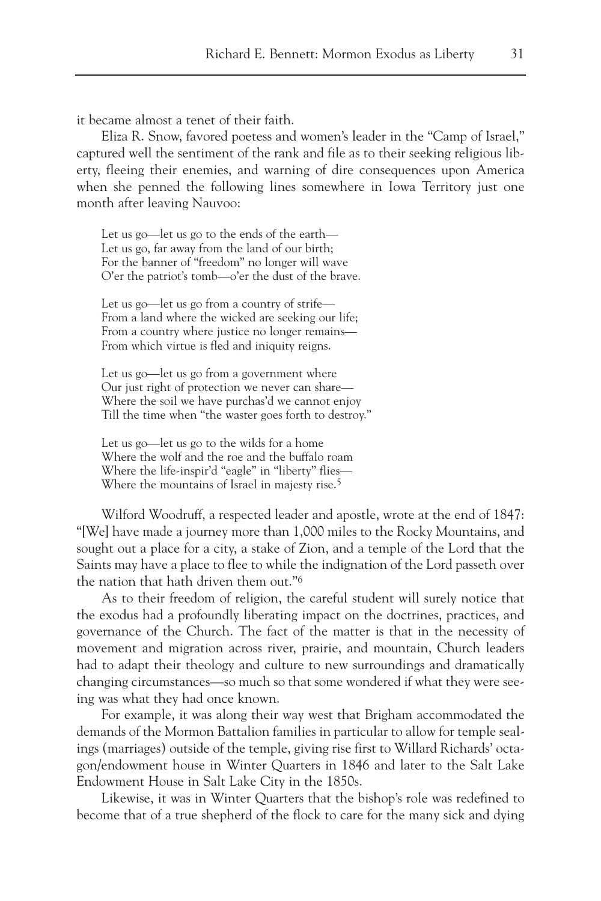it became almost a tenet of their faith.

Eliza R. Snow, favored poetess and women's leader in the "Camp of Israel," captured well the sentiment of the rank and file as to their seeking religious liberty, fleeing their enemies, and warning of dire consequences upon America when she penned the following lines somewhere in Iowa Territory just one month after leaving Nauvoo:

> Let us go—let us go to the ends of the earth—
> Let us go, far away from the land of our birth;
> For the banner of "freedom" no longer will wave
> O'er the patriot's tomb—o'er the dust of the brave.
>
> Let us go—let us go from a country of strife—
> From a land where the wicked are seeking our life;
> From a country where justice no longer remains—
> From which virtue is fled and iniquity reigns.
>
> Let us go—let us go from a government where
> Our just right of protection we never can share—
> Where the soil we have purchas'd we cannot enjoy
> Till the time when "the waster goes forth to destroy."
>
> Let us go—let us go to the wilds for a home
> Where the wolf and the roe and the buffalo roam
> Where the life-inspir'd "eagle" in "liberty" flies—
> Where the mountains of Israel in majesty rise.[5]

Wilford Woodruff, a respected leader and apostle, wrote at the end of 1847: "[We] have made a journey more than 1,000 miles to the Rocky Mountains, and sought out a place for a city, a stake of Zion, and a temple of the Lord that the Saints may have a place to flee to while the indignation of the Lord passeth over the nation that hath driven them out."[6]

As to their freedom of religion, the careful student will surely notice that the exodus had a profoundly liberating impact on the doctrines, practices, and governance of the Church. The fact of the matter is that in the necessity of movement and migration across river, prairie, and mountain, Church leaders had to adapt their theology and culture to new surroundings and dramatically changing circumstances—so much so that some wondered if what they were seeing was what they had once known.

For example, it was along their way west that Brigham accommodated the demands of the Mormon Battalion families in particular to allow for temple sealings (marriages) outside of the temple, giving rise first to Willard Richards' octagon/endowment house in Winter Quarters in 1846 and later to the Salt Lake Endowment House in Salt Lake City in the 1850s.

Likewise, it was in Winter Quarters that the bishop's role was redefined to become that of a true shepherd of the flock to care for the many sick and dying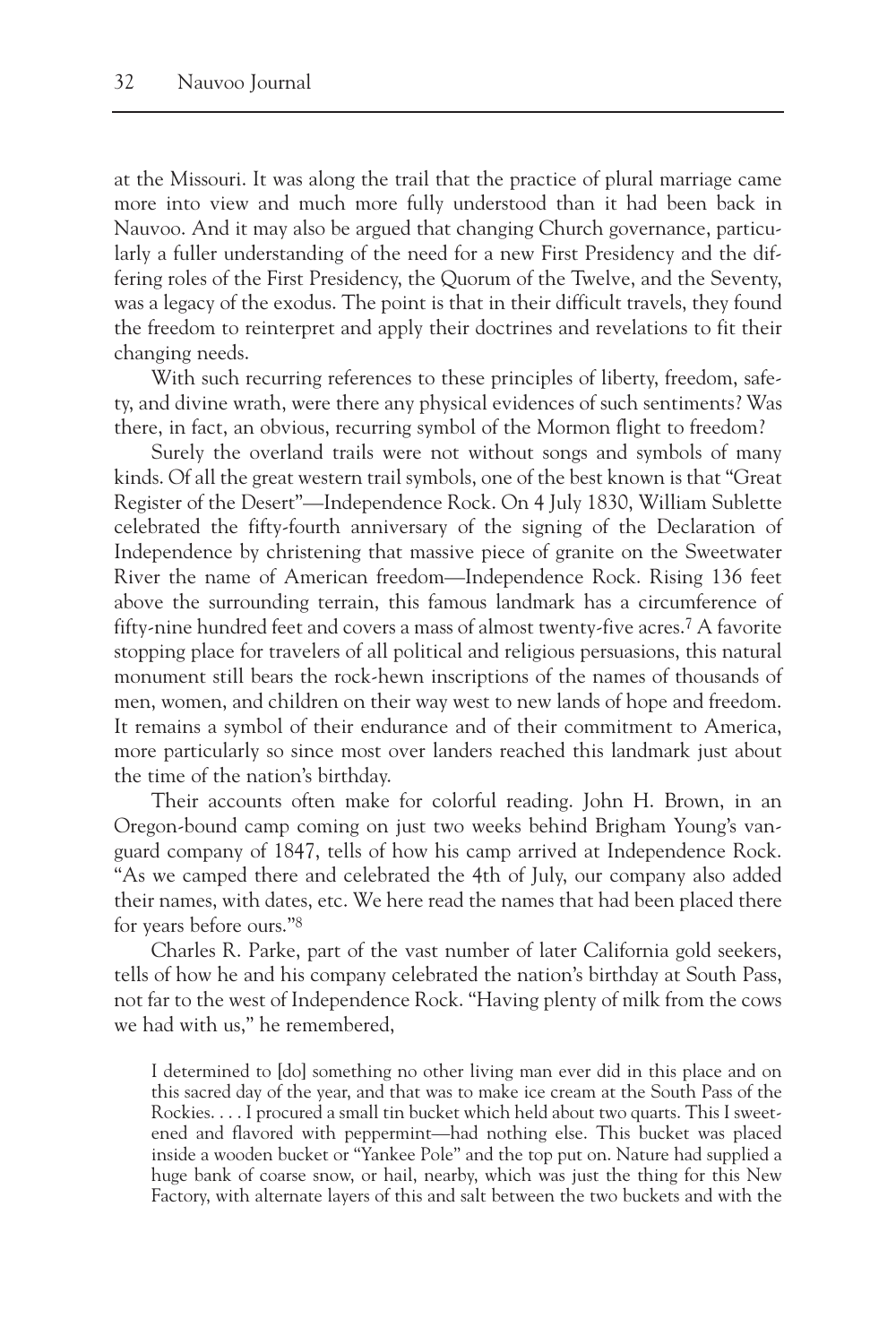at the Missouri. It was along the trail that the practice of plural marriage came more into view and much more fully understood than it had been back in Nauvoo. And it may also be argued that changing Church governance, particularly a fuller understanding of the need for a new First Presidency and the differing roles of the First Presidency, the Quorum of the Twelve, and the Seventy, was a legacy of the exodus. The point is that in their difficult travels, they found the freedom to reinterpret and apply their doctrines and revelations to fit their changing needs.

With such recurring references to these principles of liberty, freedom, safety, and divine wrath, were there any physical evidences of such sentiments? Was there, in fact, an obvious, recurring symbol of the Mormon flight to freedom?

Surely the overland trails were not without songs and symbols of many kinds. Of all the great western trail symbols, one of the best known is that "Great Register of the Desert"—Independence Rock. On 4 July 1830, William Sublette celebrated the fifty-fourth anniversary of the signing of the Declaration of Independence by christening that massive piece of granite on the Sweetwater River the name of American freedom—Independence Rock. Rising 136 feet above the surrounding terrain, this famous landmark has a circumference of fifty-nine hundred feet and covers a mass of almost twenty-five acres.[7] A favorite stopping place for travelers of all political and religious persuasions, this natural monument still bears the rock-hewn inscriptions of the names of thousands of men, women, and children on their way west to new lands of hope and freedom. It remains a symbol of their endurance and of their commitment to America, more particularly so since most over landers reached this landmark just about the time of the nation's birthday.

Their accounts often make for colorful reading. John H. Brown, in an Oregon-bound camp coming on just two weeks behind Brigham Young's vanguard company of 1847, tells of how his camp arrived at Independence Rock. "As we camped there and celebrated the 4th of July, our company also added their names, with dates, etc. We here read the names that had been placed there for years before ours."[8]

Charles R. Parke, part of the vast number of later California gold seekers, tells of how he and his company celebrated the nation's birthday at South Pass, not far to the west of Independence Rock. "Having plenty of milk from the cows we had with us," he remembered,

> I determined to [do] something no other living man ever did in this place and on this sacred day of the year, and that was to make ice cream at the South Pass of the Rockies. . . . I procured a small tin bucket which held about two quarts. This I sweetened and flavored with peppermint—had nothing else. This bucket was placed inside a wooden bucket or "Yankee Pole" and the top put on. Nature had supplied a huge bank of coarse snow, or hail, nearby, which was just the thing for this New Factory, with alternate layers of this and salt between the two buckets and with the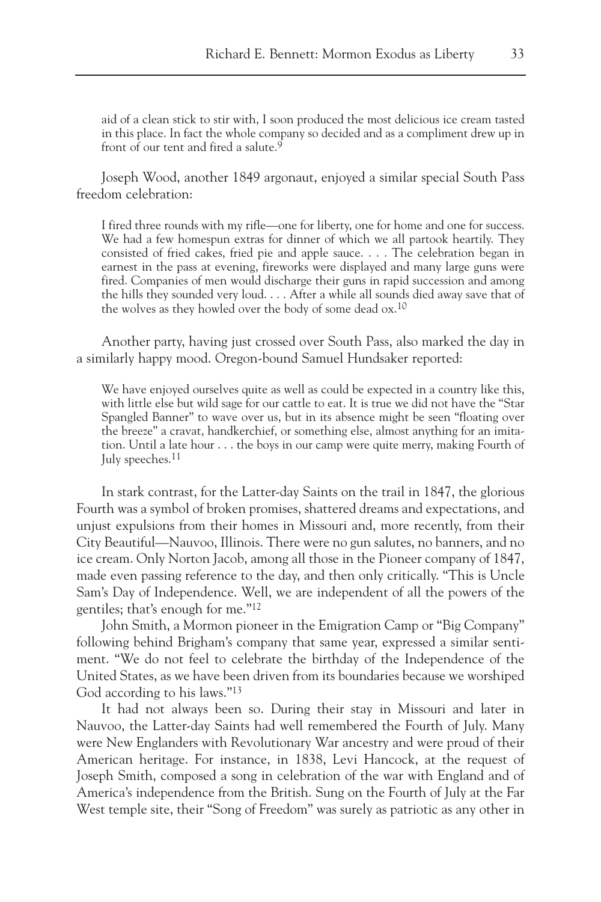aid of a clean stick to stir with, I soon produced the most delicious ice cream tasted in this place. In fact the whole company so decided and as a compliment drew up in front of our tent and fired a salute.[9]

Joseph Wood, another 1849 argonaut, enjoyed a similar special South Pass freedom celebration:

> I fired three rounds with my rifle—one for liberty, one for home and one for success. We had a few homespun extras for dinner of which we all partook heartily. They consisted of fried cakes, fried pie and apple sauce. . . . The celebration began in earnest in the pass at evening, fireworks were displayed and many large guns were fired. Companies of men would discharge their guns in rapid succession and among the hills they sounded very loud. . . . After a while all sounds died away save that of the wolves as they howled over the body of some dead ox.[10]

Another party, having just crossed over South Pass, also marked the day in a similarly happy mood. Oregon-bound Samuel Hundsaker reported:

> We have enjoyed ourselves quite as well as could be expected in a country like this, with little else but wild sage for our cattle to eat. It is true we did not have the "Star Spangled Banner" to wave over us, but in its absence might be seen "floating over the breeze" a cravat, handkerchief, or something else, almost anything for an imitation. Until a late hour . . . the boys in our camp were quite merry, making Fourth of July speeches.[11]

In stark contrast, for the Latter-day Saints on the trail in 1847, the glorious Fourth was a symbol of broken promises, shattered dreams and expectations, and unjust expulsions from their homes in Missouri and, more recently, from their City Beautiful—Nauvoo, Illinois. There were no gun salutes, no banners, and no ice cream. Only Norton Jacob, among all those in the Pioneer company of 1847, made even passing reference to the day, and then only critically. "This is Uncle Sam's Day of Independence. Well, we are independent of all the powers of the gentiles; that's enough for me."[12]

John Smith, a Mormon pioneer in the Emigration Camp or "Big Company" following behind Brigham's company that same year, expressed a similar sentiment. "We do not feel to celebrate the birthday of the Independence of the United States, as we have been driven from its boundaries because we worshiped God according to his laws."[13]

It had not always been so. During their stay in Missouri and later in Nauvoo, the Latter-day Saints had well remembered the Fourth of July. Many were New Englanders with Revolutionary War ancestry and were proud of their American heritage. For instance, in 1838, Levi Hancock, at the request of Joseph Smith, composed a song in celebration of the war with England and of America's independence from the British. Sung on the Fourth of July at the Far West temple site, their "Song of Freedom" was surely as patriotic as any other in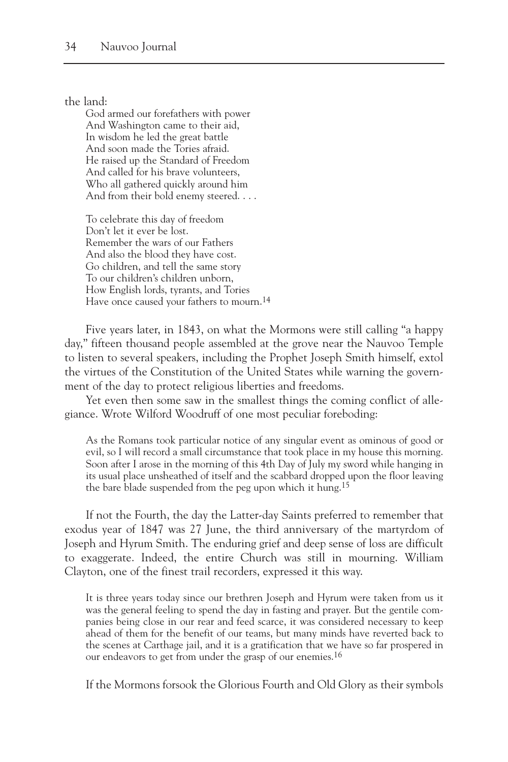the land:

> God armed our forefathers with power
> And Washington came to their aid,
> In wisdom he led the great battle
> And soon made the Tories afraid.
> He raised up the Standard of Freedom
> And called for his brave volunteers,
> Who all gathered quickly around him
> And from their bold enemy steered. . . .
>
> To celebrate this day of freedom
> Don't let it ever be lost.
> Remember the wars of our Fathers
> And also the blood they have cost.
> Go children, and tell the same story
> To our children's children unborn,
> How English lords, tyrants, and Tories
> Have once caused your fathers to mourn.[14]

Five years later, in 1843, on what the Mormons were still calling "a happy day," fifteen thousand people assembled at the grove near the Nauvoo Temple to listen to several speakers, including the Prophet Joseph Smith himself, extol the virtues of the Constitution of the United States while warning the government of the day to protect religious liberties and freedoms.

Yet even then some saw in the smallest things the coming conflict of allegiance. Wrote Wilford Woodruff of one most peculiar foreboding:

> As the Romans took particular notice of any singular event as ominous of good or evil, so I will record a small circumstance that took place in my house this morning. Soon after I arose in the morning of this 4th Day of July my sword while hanging in its usual place unsheathed of itself and the scabbard dropped upon the floor leaving the bare blade suspended from the peg upon which it hung.[15]

If not the Fourth, the day the Latter-day Saints preferred to remember that exodus year of 1847 was 27 June, the third anniversary of the martyrdom of Joseph and Hyrum Smith. The enduring grief and deep sense of loss are difficult to exaggerate. Indeed, the entire Church was still in mourning. William Clayton, one of the finest trail recorders, expressed it this way.

> It is three years today since our brethren Joseph and Hyrum were taken from us it was the general feeling to spend the day in fasting and prayer. But the gentile companies being close in our rear and feed scarce, it was considered necessary to keep ahead of them for the benefit of our teams, but many minds have reverted back to the scenes at Carthage jail, and it is a gratification that we have so far prospered in our endeavors to get from under the grasp of our enemies.[16]

If the Mormons forsook the Glorious Fourth and Old Glory as their symbols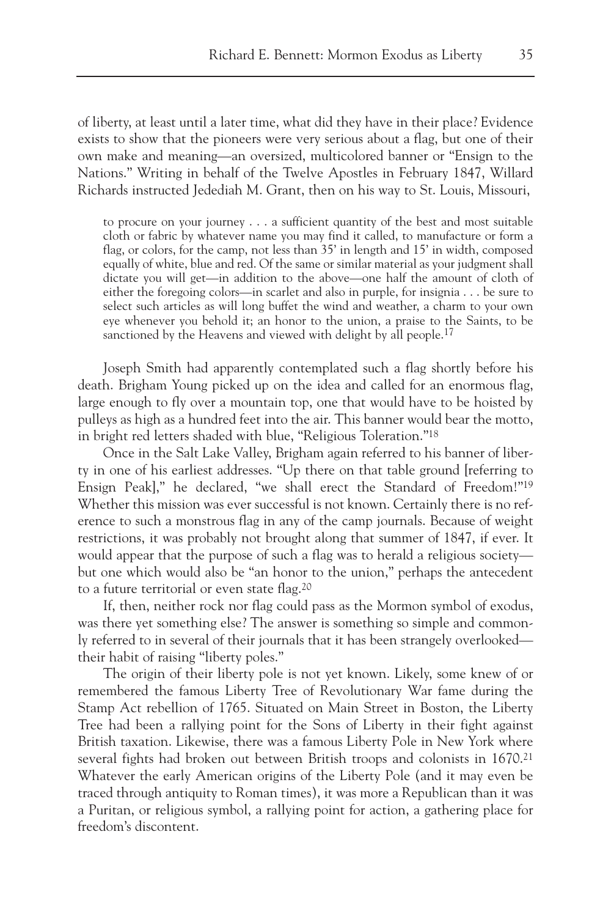of liberty, at least until a later time, what did they have in their place? Evidence exists to show that the pioneers were very serious about a flag, but one of their own make and meaning—an oversized, multicolored banner or "Ensign to the Nations." Writing in behalf of the Twelve Apostles in February 1847, Willard Richards instructed Jedediah M. Grant, then on his way to St. Louis, Missouri,

> to procure on your journey . . . a sufficient quantity of the best and most suitable cloth or fabric by whatever name you may find it called, to manufacture or form a flag, or colors, for the camp, not less than 35' in length and 15' in width, composed equally of white, blue and red. Of the same or similar material as your judgment shall dictate you will get—in addition to the above—one half the amount of cloth of either the foregoing colors—in scarlet and also in purple, for insignia . . . be sure to select such articles as will long buffet the wind and weather, a charm to your own eye whenever you behold it; an honor to the union, a praise to the Saints, to be sanctioned by the Heavens and viewed with delight by all people.[17]

Joseph Smith had apparently contemplated such a flag shortly before his death. Brigham Young picked up on the idea and called for an enormous flag, large enough to fly over a mountain top, one that would have to be hoisted by pulleys as high as a hundred feet into the air. This banner would bear the motto, in bright red letters shaded with blue, "Religious Toleration."[18]

Once in the Salt Lake Valley, Brigham again referred to his banner of liberty in one of his earliest addresses. "Up there on that table ground [referring to Ensign Peak]," he declared, "we shall erect the Standard of Freedom!"[19] Whether this mission was ever successful is not known. Certainly there is no reference to such a monstrous flag in any of the camp journals. Because of weight restrictions, it was probably not brought along that summer of 1847, if ever. It would appear that the purpose of such a flag was to herald a religious society—but one which would also be "an honor to the union," perhaps the antecedent to a future territorial or even state flag.[20]

If, then, neither rock nor flag could pass as the Mormon symbol of exodus, was there yet something else? The answer is something so simple and commonly referred to in several of their journals that it has been strangely overlooked—their habit of raising "liberty poles."

The origin of their liberty pole is not yet known. Likely, some knew of or remembered the famous Liberty Tree of Revolutionary War fame during the Stamp Act rebellion of 1765. Situated on Main Street in Boston, the Liberty Tree had been a rallying point for the Sons of Liberty in their fight against British taxation. Likewise, there was a famous Liberty Pole in New York where several fights had broken out between British troops and colonists in 1670.[21] Whatever the early American origins of the Liberty Pole (and it may even be traced through antiquity to Roman times), it was more a Republican than it was a Puritan, or religious symbol, a rallying point for action, a gathering place for freedom's discontent.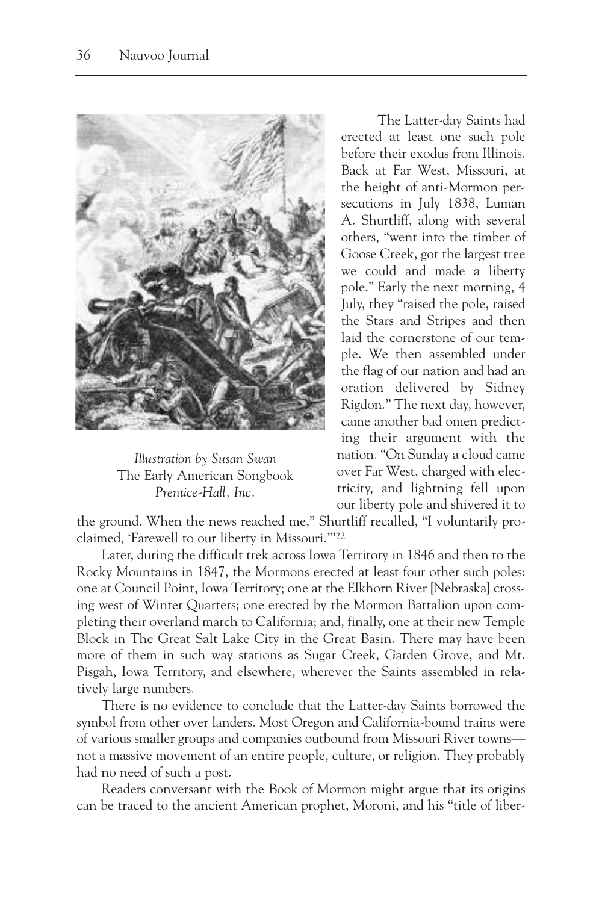*Illustration by Susan Swan*
The Early American Songbook
*Prentice-Hall, Inc.*

The Latter-day Saints had erected at least one such pole before their exodus from Illinois. Back at Far West, Missouri, at the height of anti-Mormon persecutions in July 1838, Luman A. Shurtliff, along with several others, "went into the timber of Goose Creek, got the largest tree we could and made a liberty pole." Early the next morning, 4 July, they "raised the pole, raised the Stars and Stripes and then laid the cornerstone of our temple. We then assembled under the flag of our nation and had an oration delivered by Sidney Rigdon." The next day, however, came another bad omen predicting their argument with the nation. "On Sunday a cloud came over Far West, charged with electricity, and lightning fell upon our liberty pole and shivered it to the ground. When the news reached me," Shurtliff recalled, "I voluntarily proclaimed, 'Farewell to our liberty in Missouri.'"[22]

Later, during the difficult trek across Iowa Territory in 1846 and then to the Rocky Mountains in 1847, the Mormons erected at least four other such poles: one at Council Point, Iowa Territory; one at the Elkhorn River [Nebraska] crossing west of Winter Quarters; one erected by the Mormon Battalion upon completing their overland march to California; and, finally, one at their new Temple Block in The Great Salt Lake City in the Great Basin. There may have been more of them in such way stations as Sugar Creek, Garden Grove, and Mt. Pisgah, Iowa Territory, and elsewhere, wherever the Saints assembled in relatively large numbers.

There is no evidence to conclude that the Latter-day Saints borrowed the symbol from other over landers. Most Oregon and California-bound trains were of various smaller groups and companies outbound from Missouri River towns—not a massive movement of an entire people, culture, or religion. They probably had no need of such a post.

Readers conversant with the Book of Mormon might argue that its origins can be traced to the ancient American prophet, Moroni, and his "title of liber-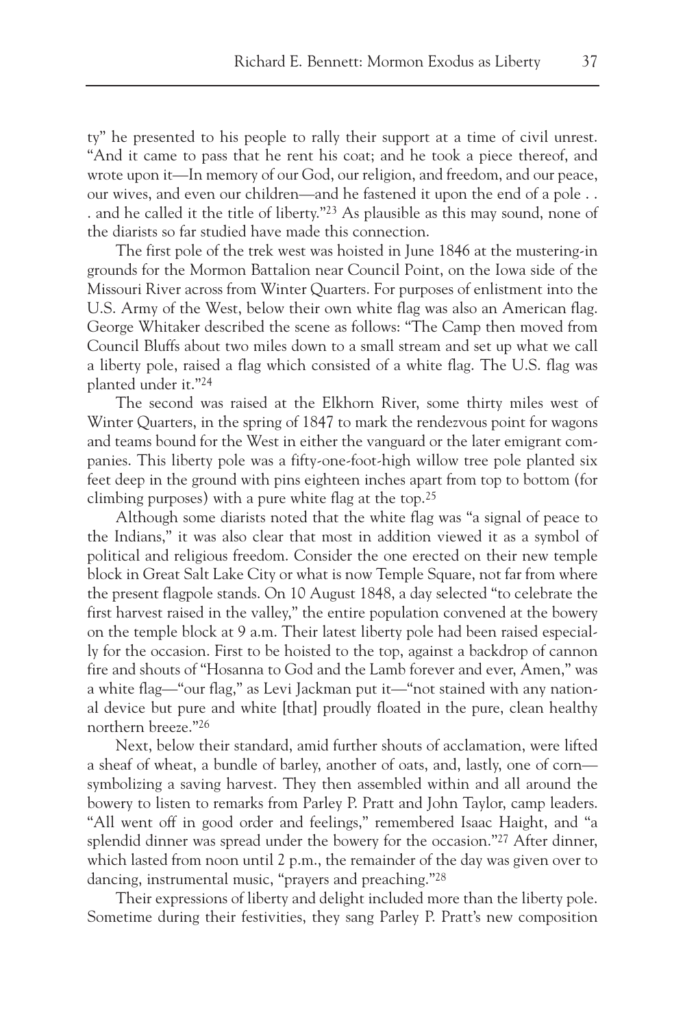ty" he presented to his people to rally their support at a time of civil unrest. "And it came to pass that he rent his coat; and he took a piece thereof, and wrote upon it—In memory of our God, our religion, and freedom, and our peace, our wives, and even our children—and he fastened it upon the end of a pole . . . and he called it the title of liberty."[23] As plausible as this may sound, none of the diarists so far studied have made this connection.

The first pole of the trek west was hoisted in June 1846 at the mustering-in grounds for the Mormon Battalion near Council Point, on the Iowa side of the Missouri River across from Winter Quarters. For purposes of enlistment into the U.S. Army of the West, below their own white flag was also an American flag. George Whitaker described the scene as follows: "The Camp then moved from Council Bluffs about two miles down to a small stream and set up what we call a liberty pole, raised a flag which consisted of a white flag. The U.S. flag was planted under it."[24]

The second was raised at the Elkhorn River, some thirty miles west of Winter Quarters, in the spring of 1847 to mark the rendezvous point for wagons and teams bound for the West in either the vanguard or the later emigrant companies. This liberty pole was a fifty-one-foot-high willow tree pole planted six feet deep in the ground with pins eighteen inches apart from top to bottom (for climbing purposes) with a pure white flag at the top.[25]

Although some diarists noted that the white flag was "a signal of peace to the Indians," it was also clear that most in addition viewed it as a symbol of political and religious freedom. Consider the one erected on their new temple block in Great Salt Lake City or what is now Temple Square, not far from where the present flagpole stands. On 10 August 1848, a day selected "to celebrate the first harvest raised in the valley," the entire population convened at the bowery on the temple block at 9 a.m. Their latest liberty pole had been raised especially for the occasion. First to be hoisted to the top, against a backdrop of cannon fire and shouts of "Hosanna to God and the Lamb forever and ever, Amen," was a white flag—"our flag," as Levi Jackman put it—"not stained with any national device but pure and white [that] proudly floated in the pure, clean healthy northern breeze."[26]

Next, below their standard, amid further shouts of acclamation, were lifted a sheaf of wheat, a bundle of barley, another of oats, and, lastly, one of corn—symbolizing a saving harvest. They then assembled within and all around the bowery to listen to remarks from Parley P. Pratt and John Taylor, camp leaders. "All went off in good order and feelings," remembered Isaac Haight, and "a splendid dinner was spread under the bowery for the occasion."[27] After dinner, which lasted from noon until 2 p.m., the remainder of the day was given over to dancing, instrumental music, "prayers and preaching."[28]

Their expressions of liberty and delight included more than the liberty pole. Sometime during their festivities, they sang Parley P. Pratt's new composition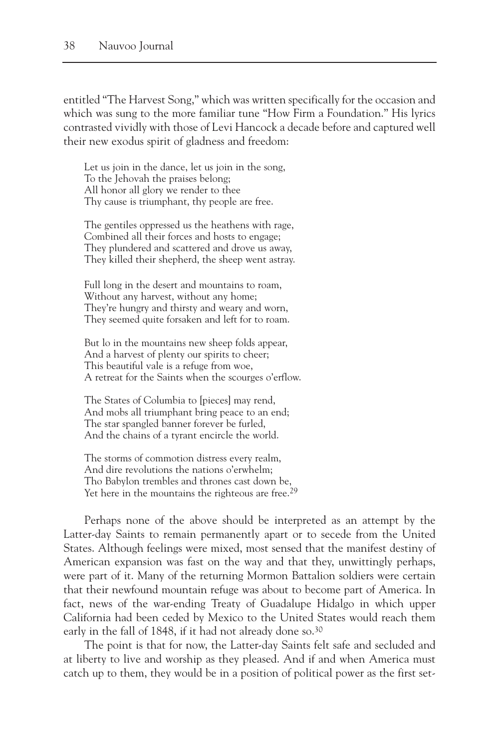entitled "The Harvest Song," which was written specifically for the occasion and which was sung to the more familiar tune "How Firm a Foundation." His lyrics contrasted vividly with those of Levi Hancock a decade before and captured well their new exodus spirit of gladness and freedom:

> Let us join in the dance, let us join in the song,
> To the Jehovah the praises belong;
> All honor all glory we render to thee
> Thy cause is triumphant, thy people are free.
>
> The gentiles oppressed us the heathens with rage,
> Combined all their forces and hosts to engage;
> They plundered and scattered and drove us away,
> They killed their shepherd, the sheep went astray.
>
> Full long in the desert and mountains to roam,
> Without any harvest, without any home;
> They're hungry and thirsty and weary and worn,
> They seemed quite forsaken and left for to roam.
>
> But lo in the mountains new sheep folds appear,
> And a harvest of plenty our spirits to cheer;
> This beautiful vale is a refuge from woe,
> A retreat for the Saints when the scourges o'erflow.
>
> The States of Columbia to [pieces] may rend,
> And mobs all triumphant bring peace to an end;
> The star spangled banner forever be furled,
> And the chains of a tyrant encircle the world.
>
> The storms of commotion distress every realm,
> And dire revolutions the nations o'erwhelm;
> Tho Babylon trembles and thrones cast down be,
> Yet here in the mountains the righteous are free.[29]

Perhaps none of the above should be interpreted as an attempt by the Latter-day Saints to remain permanently apart or to secede from the United States. Although feelings were mixed, most sensed that the manifest destiny of American expansion was fast on the way and that they, unwittingly perhaps, were part of it. Many of the returning Mormon Battalion soldiers were certain that their newfound mountain refuge was about to become part of America. In fact, news of the war-ending Treaty of Guadalupe Hidalgo in which upper California had been ceded by Mexico to the United States would reach them early in the fall of 1848, if it had not already done so.[30]

The point is that for now, the Latter-day Saints felt safe and secluded and at liberty to live and worship as they pleased. And if and when America must catch up to them, they would be in a position of political power as the first set-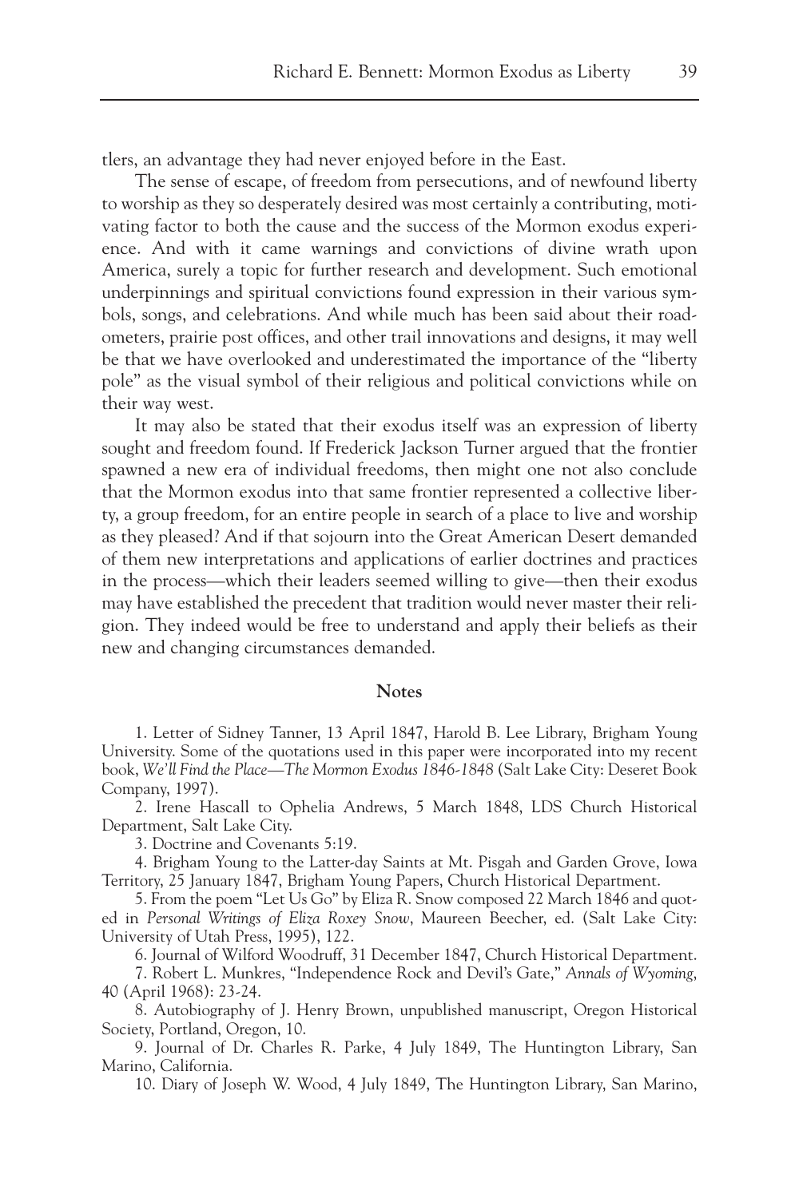tlers, an advantage they had never enjoyed before in the East.

The sense of escape, of freedom from persecutions, and of newfound liberty to worship as they so desperately desired was most certainly a contributing, motivating factor to both the cause and the success of the Mormon exodus experience. And with it came warnings and convictions of divine wrath upon America, surely a topic for further research and development. Such emotional underpinnings and spiritual convictions found expression in their various symbols, songs, and celebrations. And while much has been said about their roadometers, prairie post offices, and other trail innovations and designs, it may well be that we have overlooked and underestimated the importance of the "liberty pole" as the visual symbol of their religious and political convictions while on their way west.

It may also be stated that their exodus itself was an expression of liberty sought and freedom found. If Frederick Jackson Turner argued that the frontier spawned a new era of individual freedoms, then might one not also conclude that the Mormon exodus into that same frontier represented a collective liberty, a group freedom, for an entire people in search of a place to live and worship as they pleased? And if that sojourn into the Great American Desert demanded of them new interpretations and applications of earlier doctrines and practices in the process—which their leaders seemed willing to give—then their exodus may have established the precedent that tradition would never master their religion. They indeed would be free to understand and apply their beliefs as their new and changing circumstances demanded.

## Notes

1. Letter of Sidney Tanner, 13 April 1847, Harold B. Lee Library, Brigham Young University. Some of the quotations used in this paper were incorporated into my recent book, *We'll Find the Place—The Mormon Exodus 1846-1848* (Salt Lake City: Deseret Book Company, 1997).

2. Irene Hascall to Ophelia Andrews, 5 March 1848, LDS Church Historical Department, Salt Lake City.

3. Doctrine and Covenants 5:19.

4. Brigham Young to the Latter-day Saints at Mt. Pisgah and Garden Grove, Iowa Territory, 25 January 1847, Brigham Young Papers, Church Historical Department.

5. From the poem "Let Us Go" by Eliza R. Snow composed 22 March 1846 and quoted in *Personal Writings of Eliza Roxey Snow*, Maureen Beecher, ed. (Salt Lake City: University of Utah Press, 1995), 122.

6. Journal of Wilford Woodruff, 31 December 1847, Church Historical Department.

7. Robert L. Munkres, "Independence Rock and Devil's Gate," *Annals of Wyoming*, 40 (April 1968): 23-24.

8. Autobiography of J. Henry Brown, unpublished manuscript, Oregon Historical Society, Portland, Oregon, 10.

9. Journal of Dr. Charles R. Parke, 4 July 1849, The Huntington Library, San Marino, California.

10. Diary of Joseph W. Wood, 4 July 1849, The Huntington Library, San Marino,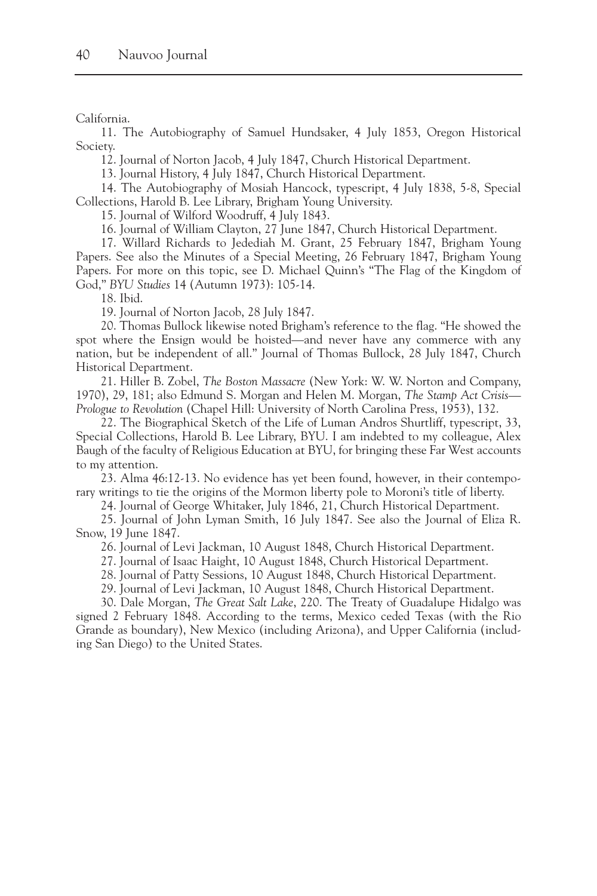California.

11. The Autobiography of Samuel Hundsaker, 4 July 1853, Oregon Historical Society.

12. Journal of Norton Jacob, 4 July 1847, Church Historical Department.

13. Journal History, 4 July 1847, Church Historical Department.

14. The Autobiography of Mosiah Hancock, typescript, 4 July 1838, 5-8, Special Collections, Harold B. Lee Library, Brigham Young University.

15. Journal of Wilford Woodruff, 4 July 1843.

16. Journal of William Clayton, 27 June 1847, Church Historical Department.

17. Willard Richards to Jedediah M. Grant, 25 February 1847, Brigham Young Papers. See also the Minutes of a Special Meeting, 26 February 1847, Brigham Young Papers. For more on this topic, see D. Michael Quinn's "The Flag of the Kingdom of God," *BYU Studies* 14 (Autumn 1973): 105-14.

18. Ibid.

19. Journal of Norton Jacob, 28 July 1847.

20. Thomas Bullock likewise noted Brigham's reference to the flag. "He showed the spot where the Ensign would be hoisted—and never have any commerce with any nation, but be independent of all." Journal of Thomas Bullock, 28 July 1847, Church Historical Department.

21. Hiller B. Zobel, *The Boston Massacre* (New York: W. W. Norton and Company, 1970), 29, 181; also Edmund S. Morgan and Helen M. Morgan, *The Stamp Act Crisis—Prologue to Revolution* (Chapel Hill: University of North Carolina Press, 1953), 132.

22. The Biographical Sketch of the Life of Luman Andros Shurtliff, typescript, 33, Special Collections, Harold B. Lee Library, BYU. I am indebted to my colleague, Alex Baugh of the faculty of Religious Education at BYU, for bringing these Far West accounts to my attention.

23. Alma 46:12-13. No evidence has yet been found, however, in their contemporary writings to tie the origins of the Mormon liberty pole to Moroni's title of liberty.

24. Journal of George Whitaker, July 1846, 21, Church Historical Department.

25. Journal of John Lyman Smith, 16 July 1847. See also the Journal of Eliza R. Snow, 19 June 1847.

26. Journal of Levi Jackman, 10 August 1848, Church Historical Department.

27. Journal of Isaac Haight, 10 August 1848, Church Historical Department.

28. Journal of Patty Sessions, 10 August 1848, Church Historical Department.

29. Journal of Levi Jackman, 10 August 1848, Church Historical Department.

30. Dale Morgan, *The Great Salt Lake*, 220. The Treaty of Guadalupe Hidalgo was signed 2 February 1848. According to the terms, Mexico ceded Texas (with the Rio Grande as boundary), New Mexico (including Arizona), and Upper California (including San Diego) to the United States.